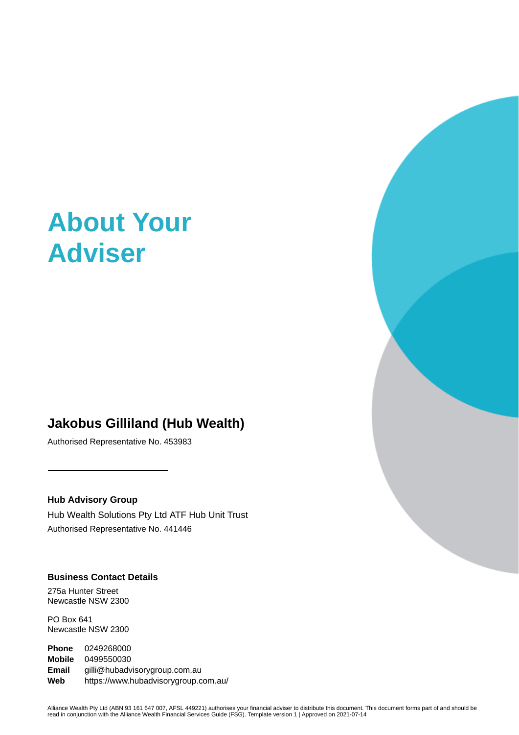# About Your Adviser

## Jakobus Gilliland (Hub Wealth)

Authorised Representative No. 453983

---

**Hub Advisory Group**

Hub Wealth Solutions Pty Ltd ATF Hub Unit Trust

Authorised Representative No. 441446

**Business Contact Details**

275a Hunter Street
Newcastle NSW 2300

PO Box 641
Newcastle NSW 2300

**Phone** 0249268000
**Mobile** 0499550030
**Email** gilli@hubadvisorygroup.com.au
**Web** https://www.hubadvisorygroup.com.au/

Alliance Wealth Pty Ltd (ABN 93 161 647 007, AFSL 449221) authorises your financial adviser to distribute this document. This document forms part of and should be read in conjunction with the Alliance Wealth Financial Services Guide (FSG). Template version 1 | Approved on 2021-07-14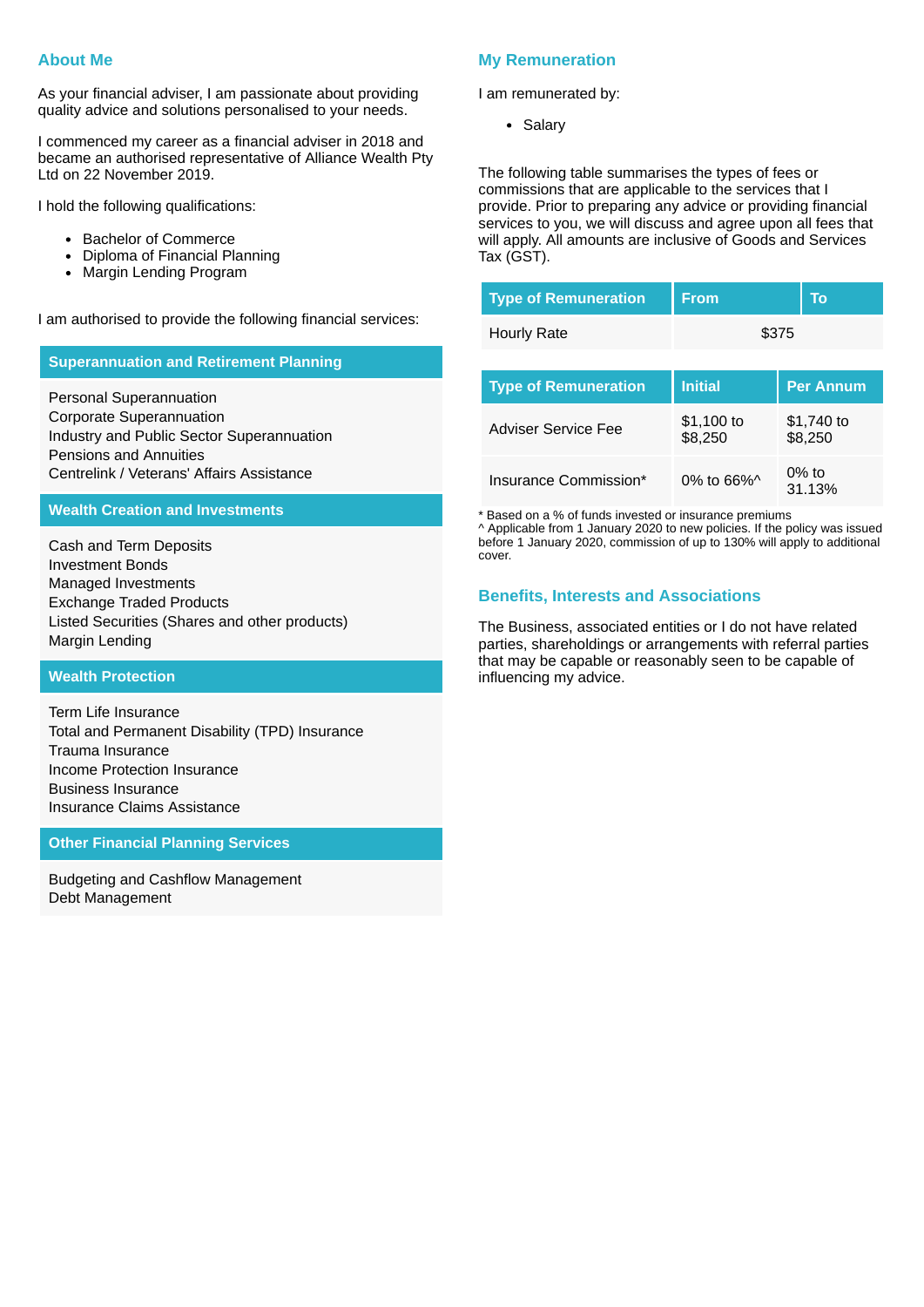## About Me

As your financial adviser, I am passionate about providing quality advice and solutions personalised to your needs.

I commenced my career as a financial adviser in 2018 and became an authorised representative of Alliance Wealth Pty Ltd on 22 November 2019.

I hold the following qualifications:

- Bachelor of Commerce
- Diploma of Financial Planning
- Margin Lending Program

I am authorised to provide the following financial services:

| Superannuation and Retirement Planning |
| --- |
| Personal Superannuation<br>Corporate Superannuation<br>Industry and Public Sector Superannuation<br>Pensions and Annuities<br>Centrelink / Veterans' Affairs Assistance |

| Wealth Creation and Investments |
| --- |
| Cash and Term Deposits<br>Investment Bonds<br>Managed Investments<br>Exchange Traded Products<br>Listed Securities (Shares and other products)<br>Margin Lending |

| Wealth Protection |
| --- |
| Term Life Insurance<br>Total and Permanent Disability (TPD) Insurance<br>Trauma Insurance<br>Income Protection Insurance<br>Business Insurance<br>Insurance Claims Assistance |

| Other Financial Planning Services |
| --- |
| Budgeting and Cashflow Management<br>Debt Management |

## My Remuneration

I am remunerated by:

- Salary

The following table summarises the types of fees or commissions that are applicable to the services that I provide. Prior to preparing any advice or providing financial services to you, we will discuss and agree upon all fees that will apply. All amounts are inclusive of Goods and Services Tax (GST).

| Type of Remuneration | From | To |
| --- | --- | --- |
| Hourly Rate | $375 | |

| Type of Remuneration | Initial | Per Annum |
| --- | --- | --- |
| Adviser Service Fee | $1,100 to $8,250 | $1,740 to $8,250 |
| Insurance Commission* | 0% to 66%^ | 0% to 31.13% |

\* Based on a % of funds invested or insurance premiums
^ Applicable from 1 January 2020 to new policies. If the policy was issued before 1 January 2020, commission of up to 130% will apply to additional cover.

## Benefits, Interests and Associations

The Business, associated entities or I do not have related parties, shareholdings or arrangements with referral parties that may be capable or reasonably seen to be capable of influencing my advice.